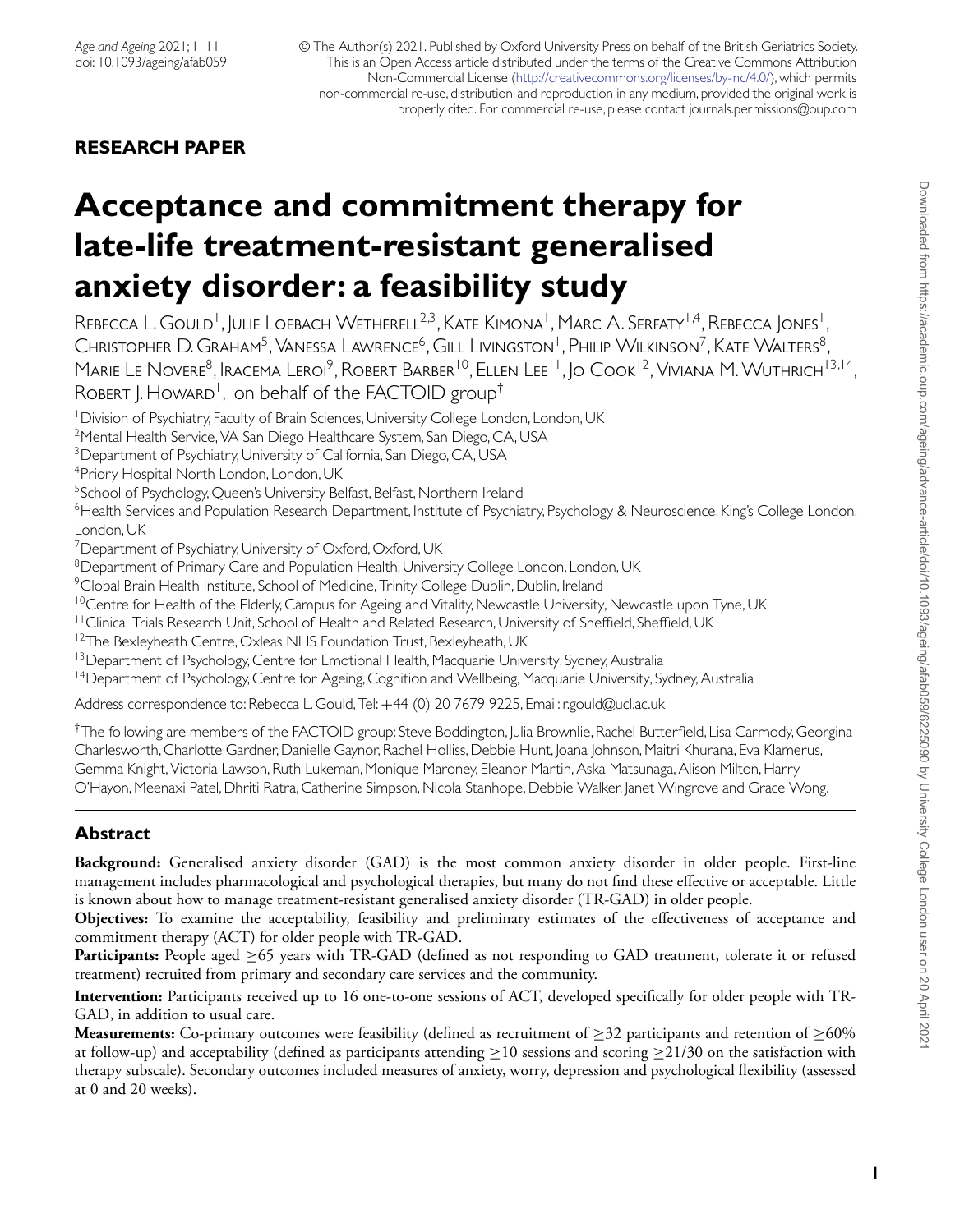**RESEARCH PAPER**

# Acceptance and commitment therapy for late-life treatment-resistant generalised anxiety disorder: a feasibility study

Rebecca L. Gould[1], Julie Loebach Wetherell[2,3], Kate Kimona[1], Marc A. Serfaty[1,4], Rebecca Jones[1], Christopher D. Graham[5], Vanessa Lawrence[6], Gill Livingston[1], Philip Wilkinson[7], Kate Walters[8], Marie Le Novere[8], Iracema Leroi[9], Robert Barber[10], Ellen Lee[11], Jo Cook[12], Viviana M. Wuthrich[13,14], Robert J. Howard[1], on behalf of the FACTOID group[†]

[1]Division of Psychiatry, Faculty of Brain Sciences, University College London, London, UK
[2]Mental Health Service, VA San Diego Healthcare System, San Diego, CA, USA
[3]Department of Psychiatry, University of California, San Diego, CA, USA
[4]Priory Hospital North London, London, UK
[5]School of Psychology, Queen's University Belfast, Belfast, Northern Ireland
[6]Health Services and Population Research Department, Institute of Psychiatry, Psychology & Neuroscience, King's College London, London, UK
[7]Department of Psychiatry, University of Oxford, Oxford, UK
[8]Department of Primary Care and Population Health, University College London, London, UK
[9]Global Brain Health Institute, School of Medicine, Trinity College Dublin, Dublin, Ireland
[10]Centre for Health of the Elderly, Campus for Ageing and Vitality, Newcastle University, Newcastle upon Tyne, UK
[11]Clinical Trials Research Unit, School of Health and Related Research, University of Sheffield, Sheffield, UK
[12]The Bexleyheath Centre, Oxleas NHS Foundation Trust, Bexleyheath, UK
[13]Department of Psychology, Centre for Emotional Health, Macquarie University, Sydney, Australia
[14]Department of Psychology, Centre for Ageing, Cognition and Wellbeing, Macquarie University, Sydney, Australia

Address correspondence to: Rebecca L. Gould, Tel: +44 (0) 20 7679 9225, Email: r.gould@ucl.ac.uk

[†]The following are members of the FACTOID group: Steve Boddington, Julia Brownlie, Rachel Butterfield, Lisa Carmody, Georgina Charlesworth, Charlotte Gardner, Danielle Gaynor, Rachel Holliss, Debbie Hunt, Joana Johnson, Maitri Khurana, Eva Klamerus, Gemma Knight, Victoria Lawson, Ruth Lukeman, Monique Maroney, Eleanor Martin, Aska Matsunaga, Alison Milton, Harry O'Hayon, Meenaxi Patel, Dhriti Ratra, Catherine Simpson, Nicola Stanhope, Debbie Walker, Janet Wingrove and Grace Wong.

## Abstract

**Background:** Generalised anxiety disorder (GAD) is the most common anxiety disorder in older people. First-line management includes pharmacological and psychological therapies, but many do not find these effective or acceptable. Little is known about how to manage treatment-resistant generalised anxiety disorder (TR-GAD) in older people.

**Objectives:** To examine the acceptability, feasibility and preliminary estimates of the effectiveness of acceptance and commitment therapy (ACT) for older people with TR-GAD.

**Participants:** People aged ≥65 years with TR-GAD (defined as not responding to GAD treatment, tolerate it or refused treatment) recruited from primary and secondary care services and the community.

**Intervention:** Participants received up to 16 one-to-one sessions of ACT, developed specifically for older people with TR-GAD, in addition to usual care.

**Measurements:** Co-primary outcomes were feasibility (defined as recruitment of ≥32 participants and retention of ≥60% at follow-up) and acceptability (defined as participants attending ≥10 sessions and scoring ≥21/30 on the satisfaction with therapy subscale). Secondary outcomes included measures of anxiety, worry, depression and psychological flexibility (assessed at 0 and 20 weeks).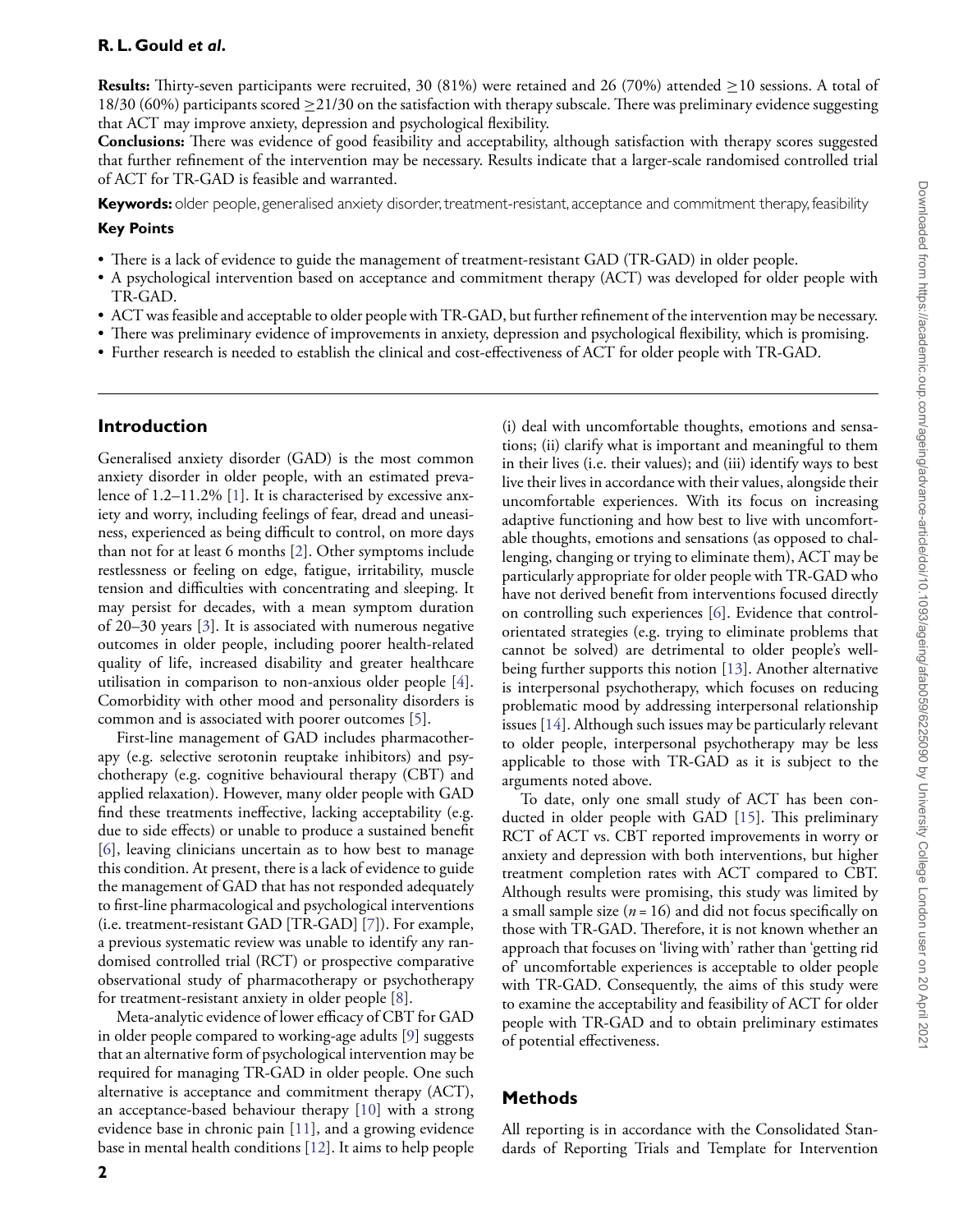**Results:** Thirty-seven participants were recruited, 30 (81%) were retained and 26 (70%) attended ≥10 sessions. A total of 18/30 (60%) participants scored ≥21/30 on the satisfaction with therapy subscale. There was preliminary evidence suggesting that ACT may improve anxiety, depression and psychological flexibility.

**Conclusions:** There was evidence of good feasibility and acceptability, although satisfaction with therapy scores suggested that further refinement of the intervention may be necessary. Results indicate that a larger-scale randomised controlled trial of ACT for TR-GAD is feasible and warranted.

**Keywords:** older people, generalised anxiety disorder, treatment-resistant, acceptance and commitment therapy, feasibility

### Key Points

- There is a lack of evidence to guide the management of treatment-resistant GAD (TR-GAD) in older people.
- A psychological intervention based on acceptance and commitment therapy (ACT) was developed for older people with TR-GAD.
- ACT was feasible and acceptable to older people with TR-GAD, but further refinement of the intervention may be necessary.
- There was preliminary evidence of improvements in anxiety, depression and psychological flexibility, which is promising.
- Further research is needed to establish the clinical and cost-effectiveness of ACT for older people with TR-GAD.

## Introduction

Generalised anxiety disorder (GAD) is the most common anxiety disorder in older people, with an estimated prevalence of 1.2–11.2% [1]. It is characterised by excessive anxiety and worry, including feelings of fear, dread and uneasiness, experienced as being difficult to control, on more days than not for at least 6 months [2]. Other symptoms include restlessness or feeling on edge, fatigue, irritability, muscle tension and difficulties with concentrating and sleeping. It may persist for decades, with a mean symptom duration of 20–30 years [3]. It is associated with numerous negative outcomes in older people, including poorer health-related quality of life, increased disability and greater healthcare utilisation in comparison to non-anxious older people [4]. Comorbidity with other mood and personality disorders is common and is associated with poorer outcomes [5].

First-line management of GAD includes pharmacotherapy (e.g. selective serotonin reuptake inhibitors) and psychotherapy (e.g. cognitive behavioural therapy (CBT) and applied relaxation). However, many older people with GAD find these treatments ineffective, lacking acceptability (e.g. due to side effects) or unable to produce a sustained benefit [6], leaving clinicians uncertain as to how best to manage this condition. At present, there is a lack of evidence to guide the management of GAD that has not responded adequately to first-line pharmacological and psychological interventions (i.e. treatment-resistant GAD [TR-GAD] [7]). For example, a previous systematic review was unable to identify any randomised controlled trial (RCT) or prospective comparative observational study of pharmacotherapy or psychotherapy for treatment-resistant anxiety in older people [8].

Meta-analytic evidence of lower efficacy of CBT for GAD in older people compared to working-age adults [9] suggests that an alternative form of psychological intervention may be required for managing TR-GAD in older people. One such alternative is acceptance and commitment therapy (ACT), an acceptance-based behaviour therapy [10] with a strong evidence base in chronic pain [11], and a growing evidence base in mental health conditions [12]. It aims to help people (i) deal with uncomfortable thoughts, emotions and sensations; (ii) clarify what is important and meaningful to them in their lives (i.e. their values); and (iii) identify ways to best live their lives in accordance with their values, alongside their uncomfortable experiences. With its focus on increasing adaptive functioning and how best to live with uncomfortable thoughts, emotions and sensations (as opposed to challenging, changing or trying to eliminate them), ACT may be particularly appropriate for older people with TR-GAD who have not derived benefit from interventions focused directly on controlling such experiences [6]. Evidence that control-orientated strategies (e.g. trying to eliminate problems that cannot be solved) are detrimental to older people's well-being further supports this notion [13]. Another alternative is interpersonal psychotherapy, which focuses on reducing problematic mood by addressing interpersonal relationship issues [14]. Although such issues may be particularly relevant to older people, interpersonal psychotherapy may be less applicable to those with TR-GAD as it is subject to the arguments noted above.

To date, only one small study of ACT has been conducted in older people with GAD [15]. This preliminary RCT of ACT vs. CBT reported improvements in worry or anxiety and depression with both interventions, but higher treatment completion rates with ACT compared to CBT. Although results were promising, this study was limited by a small sample size ($n = 16$) and did not focus specifically on those with TR-GAD. Therefore, it is not known whether an approach that focuses on 'living with' rather than 'getting rid of' uncomfortable experiences is acceptable to older people with TR-GAD. Consequently, the aims of this study were to examine the acceptability and feasibility of ACT for older people with TR-GAD and to obtain preliminary estimates of potential effectiveness.

## Methods

All reporting is in accordance with the Consolidated Standards of Reporting Trials and Template for Intervention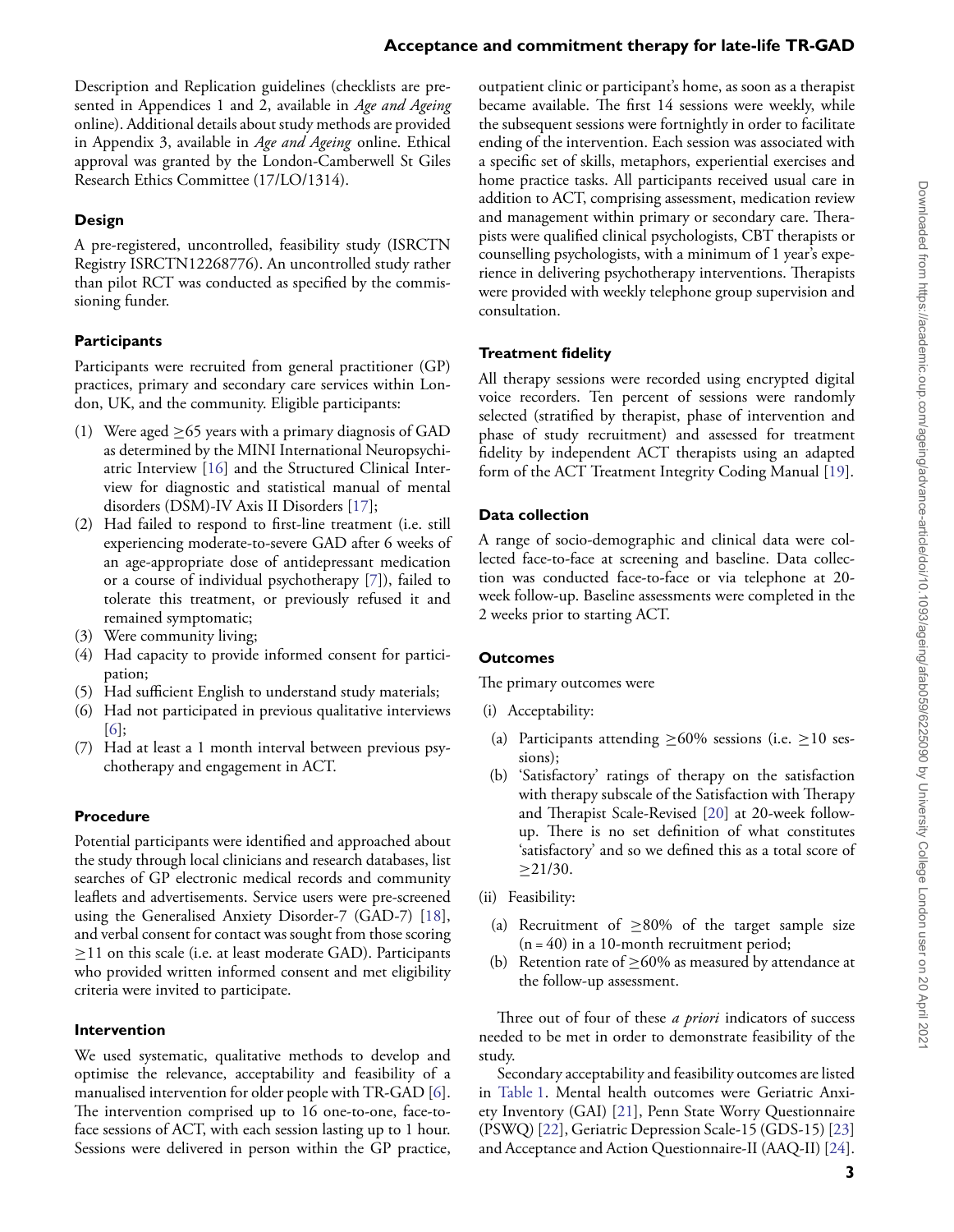Description and Replication guidelines (checklists are presented in Appendices 1 and 2, available in *Age and Ageing* online). Additional details about study methods are provided in Appendix 3, available in *Age and Ageing* online. Ethical approval was granted by the London-Camberwell St Giles Research Ethics Committee (17/LO/1314).

## Design

A pre-registered, uncontrolled, feasibility study (ISRCTN Registry ISRCTN12268776). An uncontrolled study rather than pilot RCT was conducted as specified by the commissioning funder.

## Participants

Participants were recruited from general practitioner (GP) practices, primary and secondary care services within London, UK, and the community. Eligible participants:

1. Were aged ≥65 years with a primary diagnosis of GAD as determined by the MINI International Neuropsychiatric Interview [16] and the Structured Clinical Interview for diagnostic and statistical manual of mental disorders (DSM)-IV Axis II Disorders [17];
2. Had failed to respond to first-line treatment (i.e. still experiencing moderate-to-severe GAD after 6 weeks of an age-appropriate dose of antidepressant medication or a course of individual psychotherapy [7]), failed to tolerate this treatment, or previously refused it and remained symptomatic;
3. Were community living;
4. Had capacity to provide informed consent for participation;
5. Had sufficient English to understand study materials;
6. Had not participated in previous qualitative interviews [6];
7. Had at least a 1 month interval between previous psychotherapy and engagement in ACT.

## Procedure

Potential participants were identified and approached about the study through local clinicians and research databases, list searches of GP electronic medical records and community leaflets and advertisements. Service users were pre-screened using the Generalised Anxiety Disorder-7 (GAD-7) [18], and verbal consent for contact was sought from those scoring ≥11 on this scale (i.e. at least moderate GAD). Participants who provided written informed consent and met eligibility criteria were invited to participate.

## Intervention

We used systematic, qualitative methods to develop and optimise the relevance, acceptability and feasibility of a manualised intervention for older people with TR-GAD [6]. The intervention comprised up to 16 one-to-one, face-to-face sessions of ACT, with each session lasting up to 1 hour. Sessions were delivered in person within the GP practice, outpatient clinic or participant's home, as soon as a therapist became available. The first 14 sessions were weekly, while the subsequent sessions were fortnightly in order to facilitate ending of the intervention. Each session was associated with a specific set of skills, metaphors, experiential exercises and home practice tasks. All participants received usual care in addition to ACT, comprising assessment, medication review and management within primary or secondary care. Therapists were qualified clinical psychologists, CBT therapists or counselling psychologists, with a minimum of 1 year's experience in delivering psychotherapy interventions. Therapists were provided with weekly telephone group supervision and consultation.

## Treatment fidelity

All therapy sessions were recorded using encrypted digital voice recorders. Ten percent of sessions were randomly selected (stratified by therapist, phase of intervention and phase of study recruitment) and assessed for treatment fidelity by independent ACT therapists using an adapted form of the ACT Treatment Integrity Coding Manual [19].

## Data collection

A range of socio-demographic and clinical data were collected face-to-face at screening and baseline. Data collection was conducted face-to-face or via telephone at 20-week follow-up. Baseline assessments were completed in the 2 weeks prior to starting ACT.

## Outcomes

The primary outcomes were

(i) Acceptability:

   (a) Participants attending ≥60% sessions (i.e. ≥10 sessions);
   
   (b) 'Satisfactory' ratings of therapy on the satisfaction with therapy subscale of the Satisfaction with Therapy and Therapist Scale-Revised [20] at 20-week follow-up. There is no set definition of what constitutes 'satisfactory' and so we defined this as a total score of ≥21/30.

(ii) Feasibility:

   (a) Recruitment of ≥80% of the target sample size (n = 40) in a 10-month recruitment period;
   
   (b) Retention rate of ≥60% as measured by attendance at the follow-up assessment.

Three out of four of these *a priori* indicators of success needed to be met in order to demonstrate feasibility of the study.

Secondary acceptability and feasibility outcomes are listed in Table 1. Mental health outcomes were Geriatric Anxiety Inventory (GAI) [21], Penn State Worry Questionnaire (PSWQ) [22], Geriatric Depression Scale-15 (GDS-15) [23] and Acceptance and Action Questionnaire-II (AAQ-II) [24].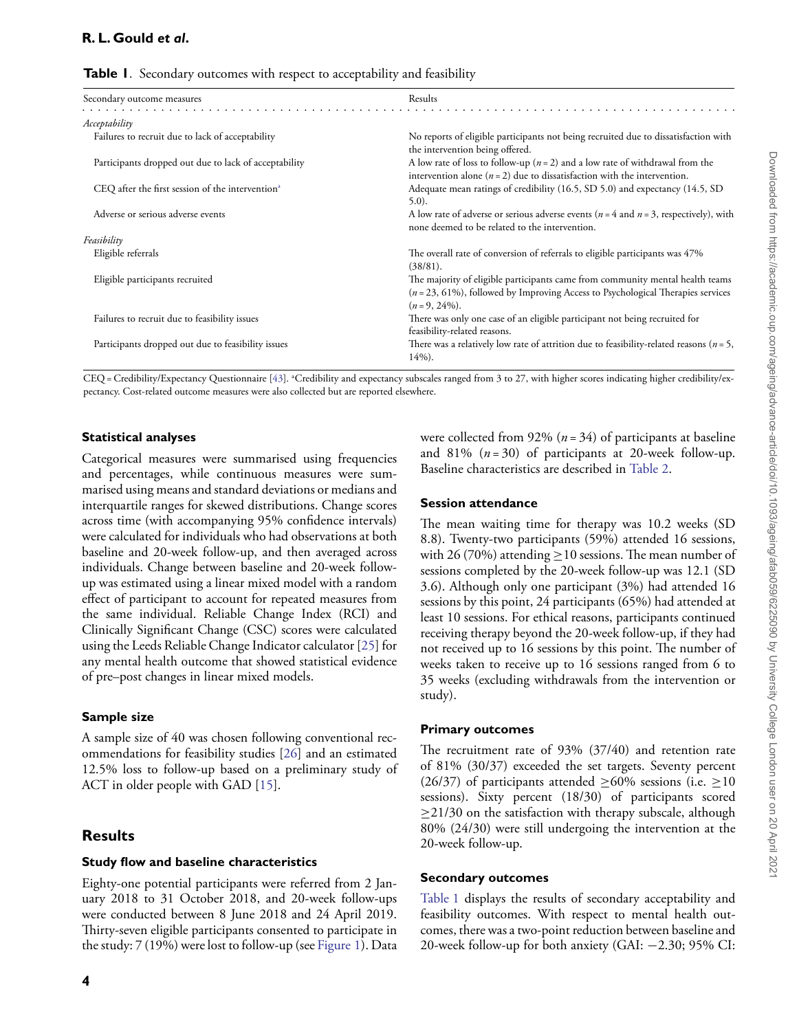**Table 1.** Secondary outcomes with respect to acceptability and feasibility

| Secondary outcome measures | Results |
|---|---|
| *Acceptability* | |
| Failures to recruit due to lack of acceptability | No reports of eligible participants not being recruited due to dissatisfaction with the intervention being offered. |
| Participants dropped out due to lack of acceptability | A low rate of loss to follow-up ($n = 2$) and a low rate of withdrawal from the intervention alone ($n = 2$) due to dissatisfaction with the intervention. |
| CEQ after the first session of the intervention[a] | Adequate mean ratings of credibility (16.5, SD 5.0) and expectancy (14.5, SD 5.0). |
| Adverse or serious adverse events | A low rate of adverse or serious adverse events ($n = 4$ and $n = 3$, respectively), with none deemed to be related to the intervention. |
| *Feasibility* | |
| Eligible referrals | The overall rate of conversion of referrals to eligible participants was 47% (38/81). |
| Eligible participants recruited | The majority of eligible participants came from community mental health teams ($n = 23$, 61%), followed by Improving Access to Psychological Therapies services ($n = 9$, 24%). |
| Failures to recruit due to feasibility issues | There was only one case of an eligible participant not being recruited for feasibility-related reasons. |
| Participants dropped out due to feasibility issues | There was a relatively low rate of attrition due to feasibility-related reasons ($n = 5$, 14%). |

CEQ = Credibility/Expectancy Questionnaire [43]. [a]Credibility and expectancy subscales ranged from 3 to 27, with higher scores indicating higher credibility/expectancy. Cost-related outcome measures were also collected but are reported elsewhere.

### Statistical analyses

Categorical measures were summarised using frequencies and percentages, while continuous measures were summarised using means and standard deviations or medians and interquartile ranges for skewed distributions. Change scores across time (with accompanying 95% confidence intervals) were calculated for individuals who had observations at both baseline and 20-week follow-up, and then averaged across individuals. Change between baseline and 20-week follow-up was estimated using a linear mixed model with a random effect of participant to account for repeated measures from the same individual. Reliable Change Index (RCI) and Clinically Significant Change (CSC) scores were calculated using the Leeds Reliable Change Indicator calculator [25] for any mental health outcome that showed statistical evidence of pre–post changes in linear mixed models.

### Sample size

A sample size of 40 was chosen following conventional recommendations for feasibility studies [26] and an estimated 12.5% loss to follow-up based on a preliminary study of ACT in older people with GAD [15].

## Results

### Study flow and baseline characteristics

Eighty-one potential participants were referred from 2 January 2018 to 31 October 2018, and 20-week follow-ups were conducted between 8 June 2018 and 24 April 2019. Thirty-seven eligible participants consented to participate in the study: 7 (19%) were lost to follow-up (see Figure 1). Data were collected from 92% ($n = 34$) of participants at baseline and 81% ($n = 30$) of participants at 20-week follow-up. Baseline characteristics are described in Table 2.

### Session attendance

The mean waiting time for therapy was 10.2 weeks (SD 8.8). Twenty-two participants (59%) attended 16 sessions, with 26 (70%) attending ≥10 sessions. The mean number of sessions completed by the 20-week follow-up was 12.1 (SD 3.6). Although only one participant (3%) had attended 16 sessions by this point, 24 participants (65%) had attended at least 10 sessions. For ethical reasons, participants continued receiving therapy beyond the 20-week follow-up, if they had not received up to 16 sessions by this point. The number of weeks taken to receive up to 16 sessions ranged from 6 to 35 weeks (excluding withdrawals from the intervention or study).

### Primary outcomes

The recruitment rate of 93% (37/40) and retention rate of 81% (30/37) exceeded the set targets. Seventy percent (26/37) of participants attended ≥60% sessions (i.e. ≥10 sessions). Sixty percent (18/30) of participants scored ≥21/30 on the satisfaction with therapy subscale, although 80% (24/30) were still undergoing the intervention at the 20-week follow-up.

### Secondary outcomes

Table 1 displays the results of secondary acceptability and feasibility outcomes. With respect to mental health outcomes, there was a two-point reduction between baseline and 20-week follow-up for both anxiety (GAI: −2.30; 95% CI: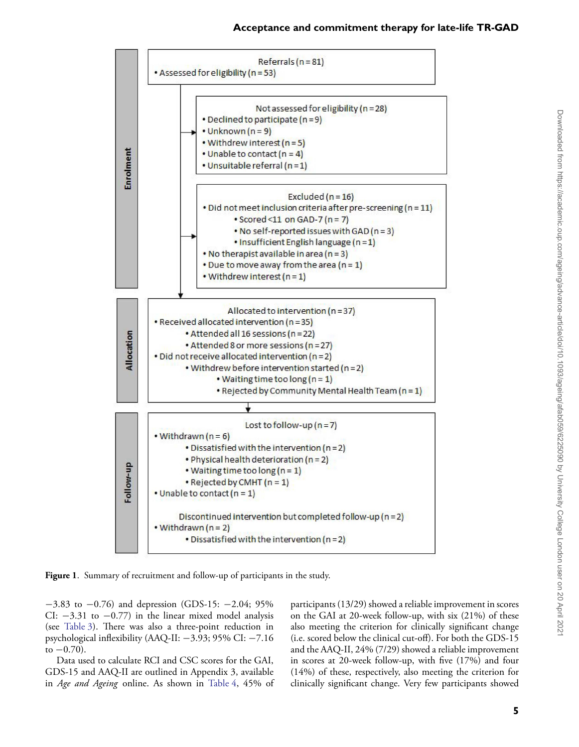**Enrolment**

Referrals (n = 81)
- Assessed for eligibility (n = 53)

Not assessed for eligibility (n = 28)
- Declined to participate (n = 9)
- Unknown (n = 9)
- Withdrew interest (n = 5)
- Unable to contact (n = 4)
- Unsuitable referral (n = 1)

Excluded (n = 16)
- Did not meet inclusion criteria after pre-screening (n = 11)
  - Scored <11 on GAD-7 (n = 7)
  - No self-reported issues with GAD (n = 3)
  - Insufficient English language (n = 1)
- No therapist available in area (n = 3)
- Due to move away from the area (n = 1)
- Withdrew interest (n = 1)

**Allocation**

Allocated to intervention (n = 37)
- Received allocated intervention (n = 35)
  - Attended all 16 sessions (n = 22)
  - Attended 8 or more sessions (n = 27)
- Did not receive allocated intervention (n = 2)
  - Withdrew before intervention started (n = 2)
    - Waiting time too long (n = 1)
    - Rejected by Community Mental Health Team (n = 1)

**Follow-up**

Lost to follow-up (n = 7)
- Withdrawn (n = 6)
  - Dissatisfied with the intervention (n = 2)
  - Physical health deterioration (n = 2)
  - Waiting time too long (n = 1)
  - Rejected by CMHT (n = 1)
- Unable to contact (n = 1)

Discontinued intervention but completed follow-up (n = 2)
- Withdrawn (n = 2)
  - Dissatisfied with the intervention (n = 2)

**Figure 1**. Summary of recruitment and follow-up of participants in the study.

−3.83 to −0.76) and depression (GDS-15: −2.04; 95% CI: −3.31 to −0.77) in the linear mixed model analysis (see Table 3). There was also a three-point reduction in psychological inflexibility (AAQ-II: −3.93; 95% CI: −7.16 to −0.70).

Data used to calculate RCI and CSC scores for the GAI, GDS-15 and AAQ-II are outlined in Appendix 3, available in *Age and Ageing* online. As shown in Table 4, 45% of participants (13/29) showed a reliable improvement in scores on the GAI at 20-week follow-up, with six (21%) of these also meeting the criterion for clinically significant change (i.e. scored below the clinical cut-off). For both the GDS-15 and the AAQ-II, 24% (7/29) showed a reliable improvement in scores at 20-week follow-up, with five (17%) and four (14%) of these, respectively, also meeting the criterion for clinically significant change. Very few participants showed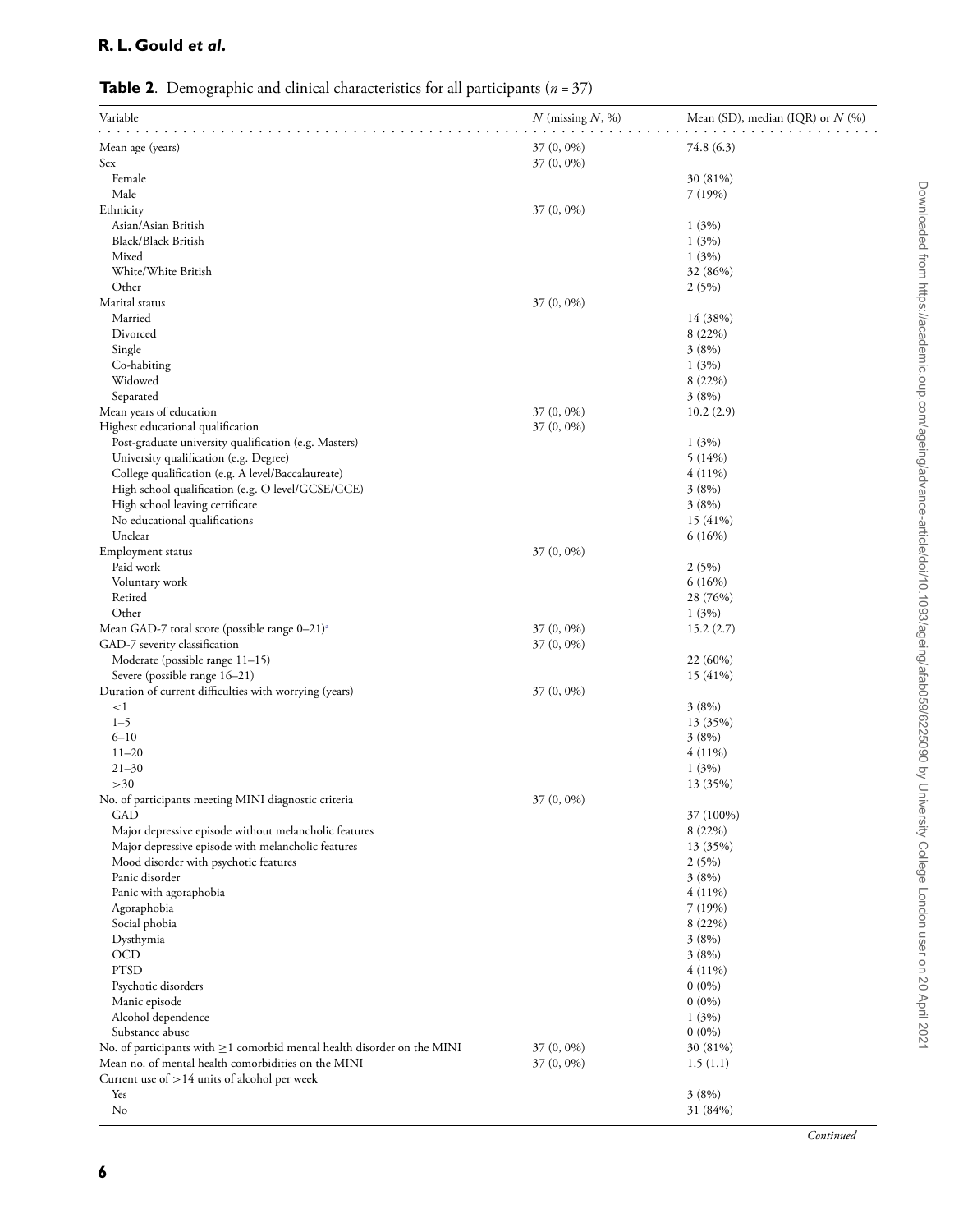**Table 2**. Demographic and clinical characteristics for all participants ($n = 37$)

| Variable | $N$ (missing $N$, %) | Mean (SD), median (IQR) or $N$ (%) |
|---|---|---|
| Mean age (years) | 37 (0, 0%) | 74.8 (6.3) |
| Sex | 37 (0, 0%) | |
| Female | | 30 (81%) |
| Male | | 7 (19%) |
| Ethnicity | 37 (0, 0%) | |
| Asian/Asian British | | 1 (3%) |
| Black/Black British | | 1 (3%) |
| Mixed | | 1 (3%) |
| White/White British | | 32 (86%) |
| Other | | 2 (5%) |
| Marital status | 37 (0, 0%) | |
| Married | | 14 (38%) |
| Divorced | | 8 (22%) |
| Single | | 3 (8%) |
| Co-habiting | | 1 (3%) |
| Widowed | | 8 (22%) |
| Separated | | 3 (8%) |
| Mean years of education | 37 (0, 0%) | 10.2 (2.9) |
| Highest educational qualification | 37 (0, 0%) | |
| Post-graduate university qualification (e.g. Masters) | | 1 (3%) |
| University qualification (e.g. Degree) | | 5 (14%) |
| College qualification (e.g. A level/Baccalaureate) | | 4 (11%) |
| High school qualification (e.g. O level/GCSE/GCE) | | 3 (8%) |
| High school leaving certificate | | 3 (8%) |
| No educational qualifications | | 15 (41%) |
| Unclear | | 6 (16%) |
| Employment status | 37 (0, 0%) | |
| Paid work | | 2 (5%) |
| Voluntary work | | 6 (16%) |
| Retired | | 28 (76%) |
| Other | | 1 (3%) |
| Mean GAD-7 total score (possible range 0–21)[a] | 37 (0, 0%) | 15.2 (2.7) |
| GAD-7 severity classification | 37 (0, 0%) | |
| Moderate (possible range 11–15) | | 22 (60%) |
| Severe (possible range 16–21) | | 15 (41%) |
| Duration of current difficulties with worrying (years) | 37 (0, 0%) | |
| <1 | | 3 (8%) |
| 1–5 | | 13 (35%) |
| 6–10 | | 3 (8%) |
| 11–20 | | 4 (11%) |
| 21–30 | | 1 (3%) |
| >30 | | 13 (35%) |
| No. of participants meeting MINI diagnostic criteria | 37 (0, 0%) | |
| GAD | | 37 (100%) |
| Major depressive episode without melancholic features | | 8 (22%) |
| Major depressive episode with melancholic features | | 13 (35%) |
| Mood disorder with psychotic features | | 2 (5%) |
| Panic disorder | | 3 (8%) |
| Panic with agoraphobia | | 4 (11%) |
| Agoraphobia | | 7 (19%) |
| Social phobia | | 8 (22%) |
| Dysthymia | | 3 (8%) |
| OCD | | 3 (8%) |
| PTSD | | 4 (11%) |
| Psychotic disorders | | 0 (0%) |
| Manic episode | | 0 (0%) |
| Alcohol dependence | | 1 (3%) |
| Substance abuse | | 0 (0%) |
| No. of participants with ≥1 comorbid mental health disorder on the MINI | 37 (0, 0%) | 30 (81%) |
| Mean no. of mental health comorbidities on the MINI | 37 (0, 0%) | 1.5 (1.1) |
| Current use of >14 units of alcohol per week | | |
| Yes | | 3 (8%) |
| No | | 31 (84%) |

*Continued*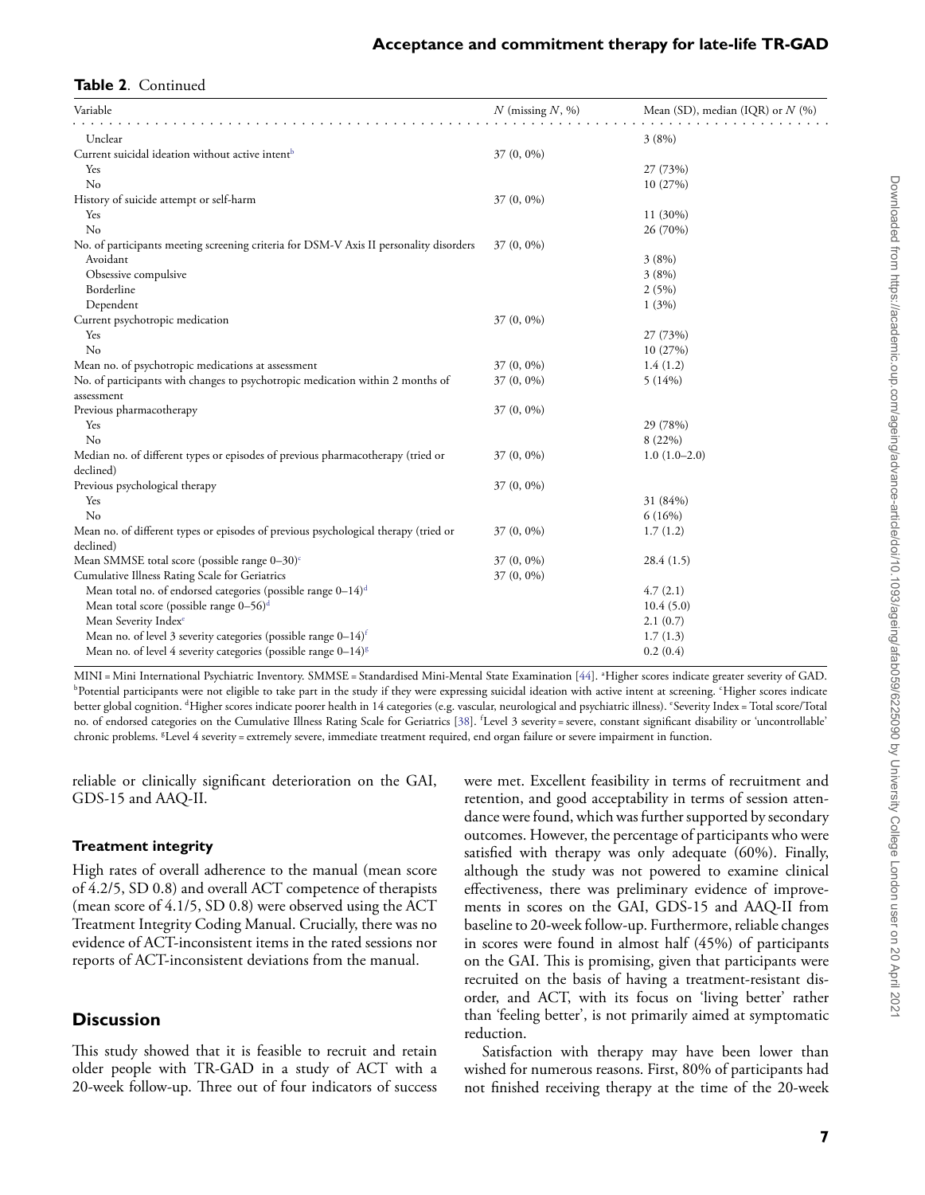**Table 2**. Continued

| Variable | N (missing N, %) | Mean (SD), median (IQR) or N (%) |
|---|---|---|
| Unclear | | 3 (8%) |
| Current suicidal ideation without active intent[b] | 37 (0, 0%) | |
| Yes | | 27 (73%) |
| No | | 10 (27%) |
| History of suicide attempt or self-harm | 37 (0, 0%) | |
| Yes | | 11 (30%) |
| No | | 26 (70%) |
| No. of participants meeting screening criteria for DSM-V Axis II personality disorders | 37 (0, 0%) | |
| Avoidant | | 3 (8%) |
| Obsessive compulsive | | 3 (8%) |
| Borderline | | 2 (5%) |
| Dependent | | 1 (3%) |
| Current psychotropic medication | 37 (0, 0%) | |
| Yes | | 27 (73%) |
| No | | 10 (27%) |
| Mean no. of psychotropic medications at assessment | 37 (0, 0%) | 1.4 (1.2) |
| No. of participants with changes to psychotropic medication within 2 months of assessment | 37 (0, 0%) | 5 (14%) |
| Previous pharmacotherapy | 37 (0, 0%) | |
| Yes | | 29 (78%) |
| No | | 8 (22%) |
| Median no. of different types or episodes of previous pharmacotherapy (tried or declined) | 37 (0, 0%) | 1.0 (1.0–2.0) |
| Previous psychological therapy | 37 (0, 0%) | |
| Yes | | 31 (84%) |
| No | | 6 (16%) |
| Mean no. of different types or episodes of previous psychological therapy (tried or declined) | 37 (0, 0%) | 1.7 (1.2) |
| Mean SMMSE total score (possible range 0–30)[c] | 37 (0, 0%) | 28.4 (1.5) |
| Cumulative Illness Rating Scale for Geriatrics | 37 (0, 0%) | |
| Mean total no. of endorsed categories (possible range 0–14)[d] | | 4.7 (2.1) |
| Mean total score (possible range 0–56)[d] | | 10.4 (5.0) |
| Mean Severity Index[e] | | 2.1 (0.7) |
| Mean no. of level 3 severity categories (possible range 0–14)[f] | | 1.7 (1.3) |
| Mean no. of level 4 severity categories (possible range 0–14)[g] | | 0.2 (0.4) |

MINI = Mini International Psychiatric Inventory. SMMSE = Standardised Mini-Mental State Examination [44]. [a]Higher scores indicate greater severity of GAD. [b]Potential participants were not eligible to take part in the study if they were expressing suicidal ideation with active intent at screening. [c]Higher scores indicate better global cognition. [d]Higher scores indicate poorer health in 14 categories (e.g. vascular, neurological and psychiatric illness). [e]Severity Index = Total score/Total no. of endorsed categories on the Cumulative Illness Rating Scale for Geriatrics [38]. [f]Level 3 severity = severe, constant significant disability or 'uncontrollable' chronic problems. [g]Level 4 severity = extremely severe, immediate treatment required, end organ failure or severe impairment in function.

reliable or clinically significant deterioration on the GAI, GDS-15 and AAQ-II.

### Treatment integrity

High rates of overall adherence to the manual (mean score of 4.2/5, SD 0.8) and overall ACT competence of therapists (mean score of 4.1/5, SD 0.8) were observed using the ACT Treatment Integrity Coding Manual. Crucially, there was no evidence of ACT-inconsistent items in the rated sessions nor reports of ACT-inconsistent deviations from the manual.

## Discussion

This study showed that it is feasible to recruit and retain older people with TR-GAD in a study of ACT with a 20-week follow-up. Three out of four indicators of success were met. Excellent feasibility in terms of recruitment and retention, and good acceptability in terms of session attendance were found, which was further supported by secondary outcomes. However, the percentage of participants who were satisfied with therapy was only adequate (60%). Finally, although the study was not powered to examine clinical effectiveness, there was preliminary evidence of improvements in scores on the GAI, GDS-15 and AAQ-II from baseline to 20-week follow-up. Furthermore, reliable changes in scores were found in almost half (45%) of participants on the GAI. This is promising, given that participants were recruited on the basis of having a treatment-resistant disorder, and ACT, with its focus on 'living better' rather than 'feeling better', is not primarily aimed at symptomatic reduction.

Satisfaction with therapy may have been lower than wished for numerous reasons. First, 80% of participants had not finished receiving therapy at the time of the 20-week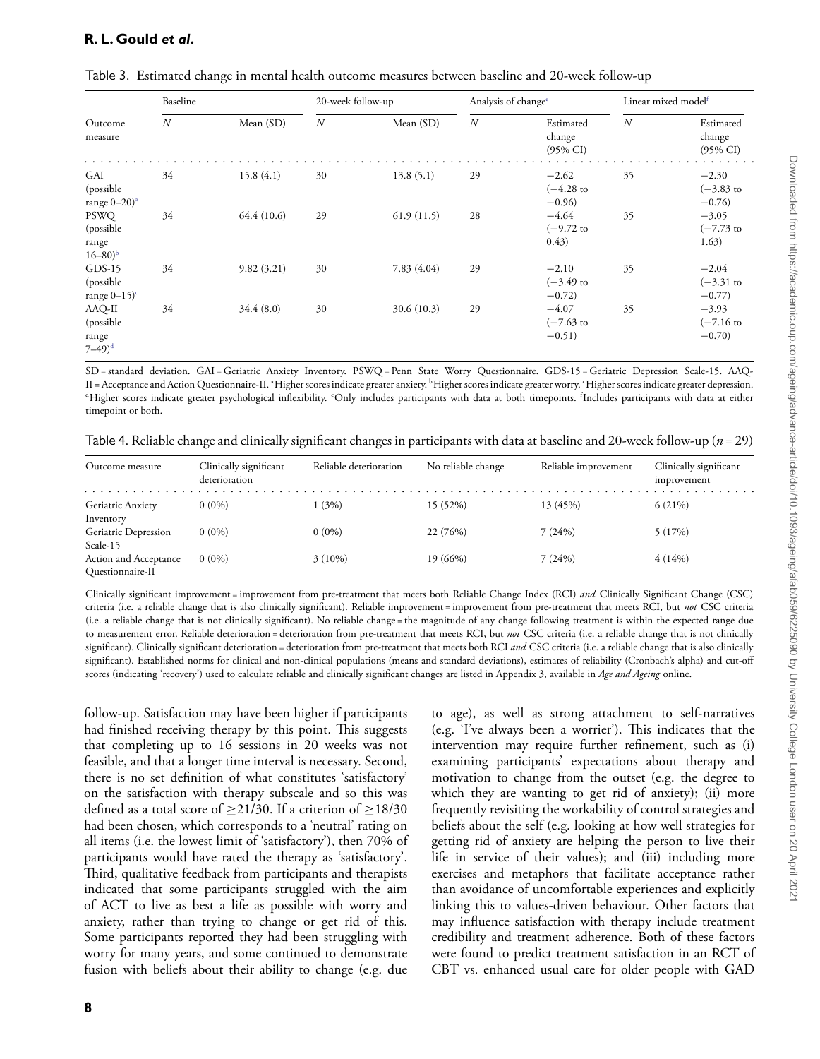Table 3. Estimated change in mental health outcome measures between baseline and 20-week follow-up

| Outcome measure | Baseline | | 20-week follow-up | | Analysis of change[e] | | Linear mixed model[f] | |
|---|---|---|---|---|---|---|---|---|
| | $N$ | Mean (SD) | $N$ | Mean (SD) | $N$ | Estimated change (95% CI) | $N$ | Estimated change (95% CI) |
| GAI (possible range 0–20)[a] | 34 | 15.8 (4.1) | 30 | 13.8 (5.1) | 29 | −2.62 (−4.28 to −0.96) | 35 | −2.30 (−3.83 to −0.76) |
| PSWQ (possible range 16–80)[b] | 34 | 64.4 (10.6) | 29 | 61.9 (11.5) | 28 | −4.64 (−9.72 to 0.43) | 35 | −3.05 (−7.73 to 1.63) |
| GDS-15 (possible range 0–15)[c] | 34 | 9.82 (3.21) | 30 | 7.83 (4.04) | 29 | −2.10 (−3.49 to −0.72) | 35 | −2.04 (−3.31 to −0.77) |
| AAQ-II (possible range 7–49)[d] | 34 | 34.4 (8.0) | 30 | 30.6 (10.3) | 29 | −4.07 (−7.63 to −0.51) | 35 | −3.93 (−7.16 to −0.70) |

SD = standard deviation. GAI = Geriatric Anxiety Inventory. PSWQ = Penn State Worry Questionnaire. GDS-15 = Geriatric Depression Scale-15. AAQ-II = Acceptance and Action Questionnaire-II. [a]Higher scores indicate greater anxiety. [b]Higher scores indicate greater worry. [c]Higher scores indicate greater depression. [d]Higher scores indicate greater psychological inflexibility. [e]Only includes participants with data at both timepoints. [f]Includes participants with data at either timepoint or both.

Table 4. Reliable change and clinically significant changes in participants with data at baseline and 20-week follow-up ($n$ = 29)

| Outcome measure | Clinically significant deterioration | Reliable deterioration | No reliable change | Reliable improvement | Clinically significant improvement |
|---|---|---|---|---|---|
| Geriatric Anxiety Inventory | 0 (0%) | 1 (3%) | 15 (52%) | 13 (45%) | 6 (21%) |
| Geriatric Depression Scale-15 | 0 (0%) | 0 (0%) | 22 (76%) | 7 (24%) | 5 (17%) |
| Action and Acceptance Questionnaire-II | 0 (0%) | 3 (10%) | 19 (66%) | 7 (24%) | 4 (14%) |

Clinically significant improvement = improvement from pre-treatment that meets both Reliable Change Index (RCI) *and* Clinically Significant Change (CSC) criteria (i.e. a reliable change that is also clinically significant). Reliable improvement = improvement from pre-treatment that meets RCI, but *not* CSC criteria (i.e. a reliable change that is not clinically significant). No reliable change = the magnitude of any change following treatment is within the expected range due to measurement error. Reliable deterioration = deterioration from pre-treatment that meets RCI, but *not* CSC criteria (i.e. a reliable change that is not clinically significant). Clinically significant deterioration = deterioration from pre-treatment that meets both RCI *and* CSC criteria (i.e. a reliable change that is also clinically significant). Established norms for clinical and non-clinical populations (means and standard deviations), estimates of reliability (Cronbach's alpha) and cut-off scores (indicating 'recovery') used to calculate reliable and clinically significant changes are listed in Appendix 3, available in *Age and Ageing* online.

follow-up. Satisfaction may have been higher if participants had finished receiving therapy by this point. This suggests that completing up to 16 sessions in 20 weeks was not feasible, and that a longer time interval is necessary. Second, there is no set definition of what constitutes 'satisfactory' on the satisfaction with therapy subscale and so this was defined as a total score of ≥21/30. If a criterion of ≥18/30 had been chosen, which corresponds to a 'neutral' rating on all items (i.e. the lowest limit of 'satisfactory'), then 70% of participants would have rated the therapy as 'satisfactory'. Third, qualitative feedback from participants and therapists indicated that some participants struggled with the aim of ACT to live as best a life as possible with worry and anxiety, rather than trying to change or get rid of this. Some participants reported they had been struggling with worry for many years, and some continued to demonstrate fusion with beliefs about their ability to change (e.g. due to age), as well as strong attachment to self-narratives (e.g. 'I've always been a worrier'). This indicates that the intervention may require further refinement, such as (i) examining participants' expectations about therapy and motivation to change from the outset (e.g. the degree to which they are wanting to get rid of anxiety); (ii) more frequently revisiting the workability of control strategies and beliefs about the self (e.g. looking at how well strategies for getting rid of anxiety are helping the person to live their life in service of their values); and (iii) including more exercises and metaphors that facilitate acceptance rather than avoidance of uncomfortable experiences and explicitly linking this to values-driven behaviour. Other factors that may influence satisfaction with therapy include treatment credibility and treatment adherence. Both of these factors were found to predict treatment satisfaction in an RCT of CBT vs. enhanced usual care for older people with GAD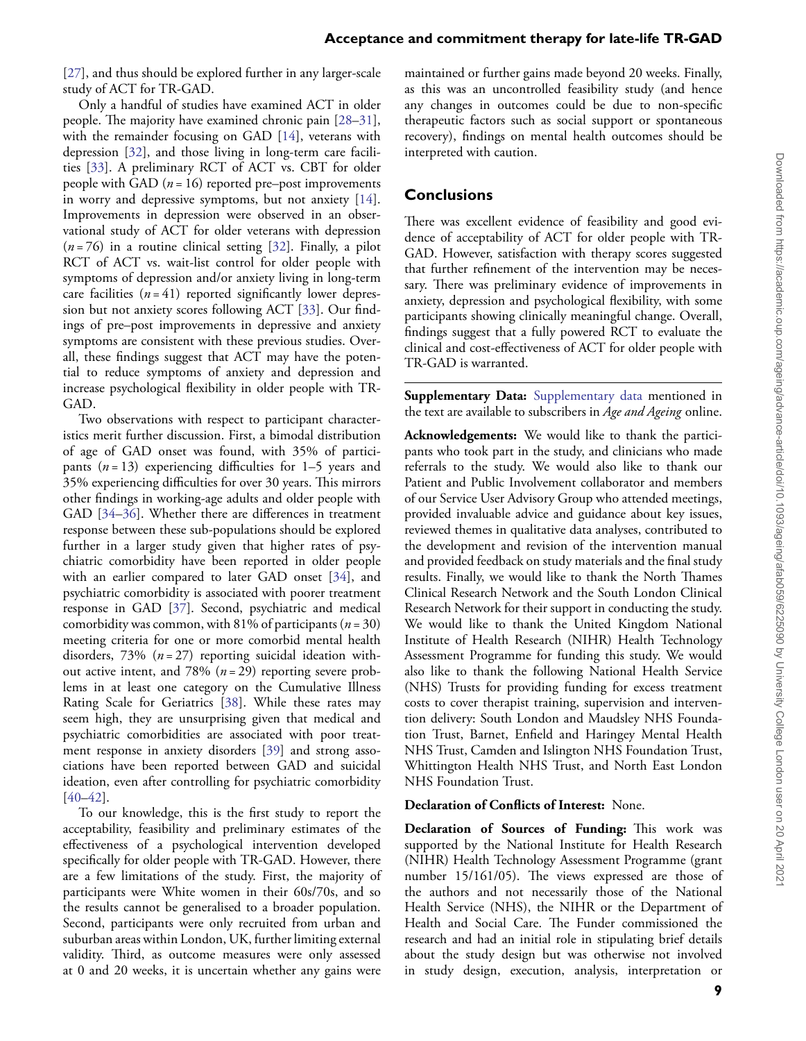[27], and thus should be explored further in any larger-scale study of ACT for TR-GAD.

Only a handful of studies have examined ACT in older people. The majority have examined chronic pain [28–31], with the remainder focusing on GAD [14], veterans with depression [32], and those living in long-term care facilities [33]. A preliminary RCT of ACT vs. CBT for older people with GAD ($n = 16$) reported pre–post improvements in worry and depressive symptoms, but not anxiety [14]. Improvements in depression were observed in an observational study of ACT for older veterans with depression ($n = 76$) in a routine clinical setting [32]. Finally, a pilot RCT of ACT vs. wait-list control for older people with symptoms of depression and/or anxiety living in long-term care facilities ($n = 41$) reported significantly lower depression but not anxiety scores following ACT [33]. Our findings of pre–post improvements in depressive and anxiety symptoms are consistent with these previous studies. Overall, these findings suggest that ACT may have the potential to reduce symptoms of anxiety and depression and increase psychological flexibility in older people with TR-GAD.

Two observations with respect to participant characteristics merit further discussion. First, a bimodal distribution of age of GAD onset was found, with 35% of participants ($n = 13$) experiencing difficulties for 1–5 years and 35% experiencing difficulties for over 30 years. This mirrors other findings in working-age adults and older people with GAD [34–36]. Whether there are differences in treatment response between these sub-populations should be explored further in a larger study given that higher rates of psychiatric comorbidity have been reported in older people with an earlier compared to later GAD onset [34], and psychiatric comorbidity is associated with poorer treatment response in GAD [37]. Second, psychiatric and medical comorbidity was common, with 81% of participants ($n = 30$) meeting criteria for one or more comorbid mental health disorders, 73% ($n = 27$) reporting suicidal ideation without active intent, and 78% ($n = 29$) reporting severe problems in at least one category on the Cumulative Illness Rating Scale for Geriatrics [38]. While these rates may seem high, they are unsurprising given that medical and psychiatric comorbidities are associated with poor treatment response in anxiety disorders [39] and strong associations have been reported between GAD and suicidal ideation, even after controlling for psychiatric comorbidity [40–42].

To our knowledge, this is the first study to report the acceptability, feasibility and preliminary estimates of the effectiveness of a psychological intervention developed specifically for older people with TR-GAD. However, there are a few limitations of the study. First, the majority of participants were White women in their 60s/70s, and so the results cannot be generalised to a broader population. Second, participants were only recruited from urban and suburban areas within London, UK, further limiting external validity. Third, as outcome measures were only assessed at 0 and 20 weeks, it is uncertain whether any gains were maintained or further gains made beyond 20 weeks. Finally, as this was an uncontrolled feasibility study (and hence any changes in outcomes could be due to non-specific therapeutic factors such as social support or spontaneous recovery), findings on mental health outcomes should be interpreted with caution.

## Conclusions

There was excellent evidence of feasibility and good evidence of acceptability of ACT for older people with TR-GAD. However, satisfaction with therapy scores suggested that further refinement of the intervention may be necessary. There was preliminary evidence of improvements in anxiety, depression and psychological flexibility, with some participants showing clinically meaningful change. Overall, findings suggest that a fully powered RCT to evaluate the clinical and cost-effectiveness of ACT for older people with TR-GAD is warranted.

**Supplementary Data:** Supplementary data mentioned in the text are available to subscribers in *Age and Ageing* online.

**Acknowledgements:** We would like to thank the participants who took part in the study, and clinicians who made referrals to the study. We would also like to thank our Patient and Public Involvement collaborator and members of our Service User Advisory Group who attended meetings, provided invaluable advice and guidance about key issues, reviewed themes in qualitative data analyses, contributed to the development and revision of the intervention manual and provided feedback on study materials and the final study results. Finally, we would like to thank the North Thames Clinical Research Network and the South London Clinical Research Network for their support in conducting the study. We would like to thank the United Kingdom National Institute of Health Research (NIHR) Health Technology Assessment Programme for funding this study. We would also like to thank the following National Health Service (NHS) Trusts for providing funding for excess treatment costs to cover therapist training, supervision and intervention delivery: South London and Maudsley NHS Foundation Trust, Barnet, Enfield and Haringey Mental Health NHS Trust, Camden and Islington NHS Foundation Trust, Whittington Health NHS Trust, and North East London NHS Foundation Trust.

**Declaration of Conflicts of Interest:** None.

**Declaration of Sources of Funding:** This work was supported by the National Institute for Health Research (NIHR) Health Technology Assessment Programme (grant number 15/161/05). The views expressed are those of the authors and not necessarily those of the National Health Service (NHS), the NIHR or the Department of Health and Social Care. The Funder commissioned the research and had an initial role in stipulating brief details about the study design but was otherwise not involved in study design, execution, analysis, interpretation or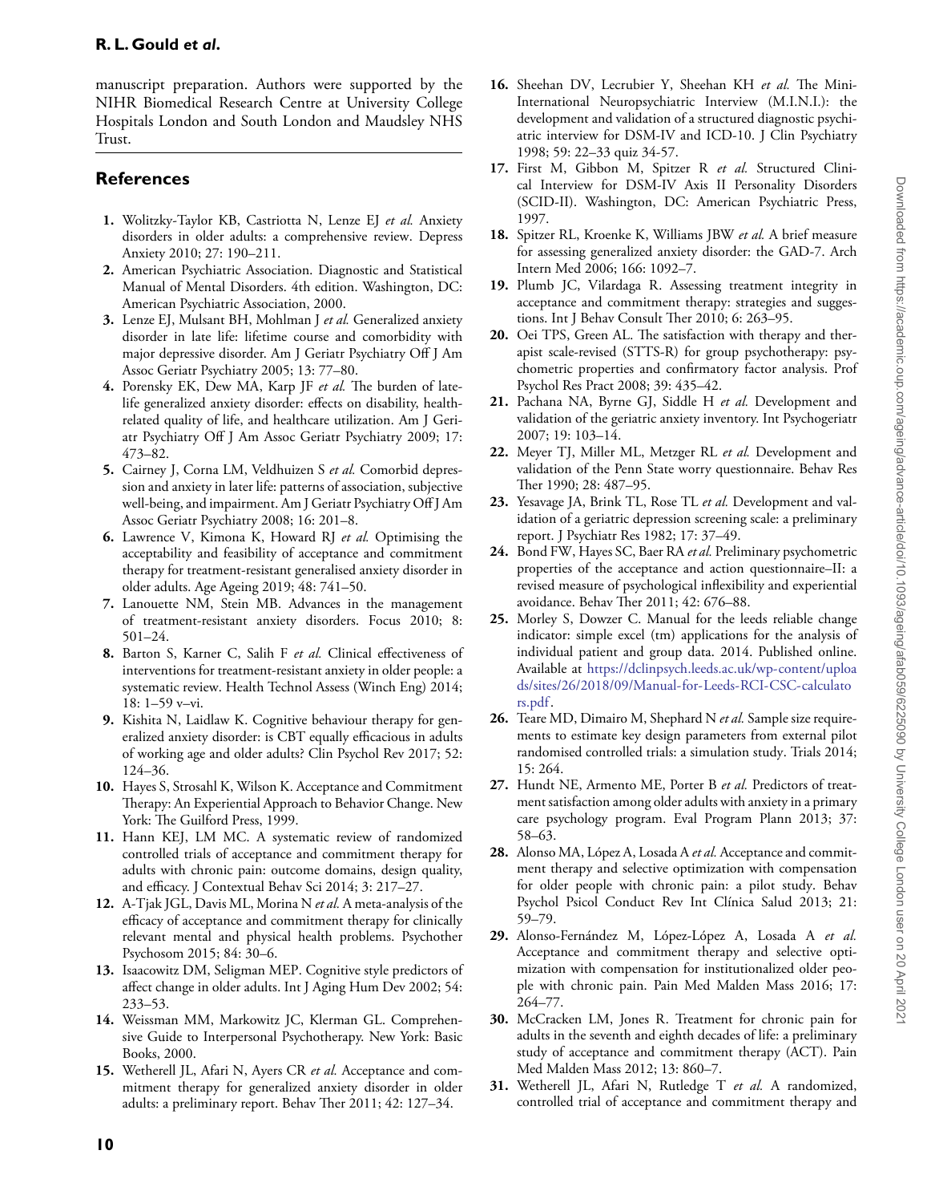manuscript preparation. Authors were supported by the NIHR Biomedical Research Centre at University College Hospitals London and South London and Maudsley NHS Trust.

## References

1. Wolitzky-Taylor KB, Castriotta N, Lenze EJ *et al.* Anxiety disorders in older adults: a comprehensive review. Depress Anxiety 2010; 27: 190–211.
2. American Psychiatric Association. Diagnostic and Statistical Manual of Mental Disorders. 4th edition. Washington, DC: American Psychiatric Association, 2000.
3. Lenze EJ, Mulsant BH, Mohlman J *et al.* Generalized anxiety disorder in late life: lifetime course and comorbidity with major depressive disorder. Am J Geriatr Psychiatry Off J Am Assoc Geriatr Psychiatry 2005; 13: 77–80.
4. Porensky EK, Dew MA, Karp JF *et al.* The burden of late-life generalized anxiety disorder: effects on disability, health-related quality of life, and healthcare utilization. Am J Geriatr Psychiatry Off J Am Assoc Geriatr Psychiatry 2009; 17: 473–82.
5. Cairney J, Corna LM, Veldhuizen S *et al.* Comorbid depression and anxiety in later life: patterns of association, subjective well-being, and impairment. Am J Geriatr Psychiatry Off J Am Assoc Geriatr Psychiatry 2008; 16: 201–8.
6. Lawrence V, Kimona K, Howard RJ *et al.* Optimising the acceptability and feasibility of acceptance and commitment therapy for treatment-resistant generalised anxiety disorder in older adults. Age Ageing 2019; 48: 741–50.
7. Lanouette NM, Stein MB. Advances in the management of treatment-resistant anxiety disorders. Focus 2010; 8: 501–24.
8. Barton S, Karner C, Salih F *et al.* Clinical effectiveness of interventions for treatment-resistant anxiety in older people: a systematic review. Health Technol Assess (Winch Eng) 2014; 18: 1–59 v–vi.
9. Kishita N, Laidlaw K. Cognitive behaviour therapy for generalized anxiety disorder: is CBT equally efficacious in adults of working age and older adults? Clin Psychol Rev 2017; 52: 124–36.
10. Hayes S, Strosahl K, Wilson K. Acceptance and Commitment Therapy: An Experiential Approach to Behavior Change. New York: The Guilford Press, 1999.
11. Hann KEJ, LM MC. A systematic review of randomized controlled trials of acceptance and commitment therapy for adults with chronic pain: outcome domains, design quality, and efficacy. J Contextual Behav Sci 2014; 3: 217–27.
12. A-Tjak JGL, Davis ML, Morina N *et al.* A meta-analysis of the efficacy of acceptance and commitment therapy for clinically relevant mental and physical health problems. Psychother Psychosom 2015; 84: 30–6.
13. Isaacowitz DM, Seligman MEP. Cognitive style predictors of affect change in older adults. Int J Aging Hum Dev 2002; 54: 233–53.
14. Weissman MM, Markowitz JC, Klerman GL. Comprehensive Guide to Interpersonal Psychotherapy. New York: Basic Books, 2000.
15. Wetherell JL, Afari N, Ayers CR *et al.* Acceptance and commitment therapy for generalized anxiety disorder in older adults: a preliminary report. Behav Ther 2011; 42: 127–34.
16. Sheehan DV, Lecrubier Y, Sheehan KH *et al.* The Mini-International Neuropsychiatric Interview (M.I.N.I.): the development and validation of a structured diagnostic psychiatric interview for DSM-IV and ICD-10. J Clin Psychiatry 1998; 59: 22–33 quiz 34-57.
17. First M, Gibbon M, Spitzer R *et al.* Structured Clinical Interview for DSM-IV Axis II Personality Disorders (SCID-II). Washington, DC: American Psychiatric Press, 1997.
18. Spitzer RL, Kroenke K, Williams JBW *et al.* A brief measure for assessing generalized anxiety disorder: the GAD-7. Arch Intern Med 2006; 166: 1092–7.
19. Plumb JC, Vilardaga R. Assessing treatment integrity in acceptance and commitment therapy: strategies and suggestions. Int J Behav Consult Ther 2010; 6: 263–95.
20. Oei TPS, Green AL. The satisfaction with therapy and therapist scale-revised (STTS-R) for group psychotherapy: psychometric properties and confirmatory factor analysis. Prof Psychol Res Pract 2008; 39: 435–42.
21. Pachana NA, Byrne GJ, Siddle H *et al.* Development and validation of the geriatric anxiety inventory. Int Psychogeriatr 2007; 19: 103–14.
22. Meyer TJ, Miller ML, Metzger RL *et al.* Development and validation of the Penn State worry questionnaire. Behav Res Ther 1990; 28: 487–95.
23. Yesavage JA, Brink TL, Rose TL *et al.* Development and validation of a geriatric depression screening scale: a preliminary report. J Psychiatr Res 1982; 17: 37–49.
24. Bond FW, Hayes SC, Baer RA *et al.* Preliminary psychometric properties of the acceptance and action questionnaire–II: a revised measure of psychological inflexibility and experiential avoidance. Behav Ther 2011; 42: 676–88.
25. Morley S, Dowzer C. Manual for the leeds reliable change indicator: simple excel (tm) applications for the analysis of individual patient and group data. 2014. Published online. Available at https://dclinpsych.leeds.ac.uk/wp-content/uploads/sites/26/2018/09/Manual-for-Leeds-RCI-CSC-calculators.pdf.
26. Teare MD, Dimairo M, Shephard N *et al.* Sample size requirements to estimate key design parameters from external pilot randomised controlled trials: a simulation study. Trials 2014; 15: 264.
27. Hundt NE, Armento ME, Porter B *et al.* Predictors of treatment satisfaction among older adults with anxiety in a primary care psychology program. Eval Program Plann 2013; 37: 58–63.
28. Alonso MA, López A, Losada A *et al.* Acceptance and commitment therapy and selective optimization with compensation for older people with chronic pain: a pilot study. Behav Psychol Psicol Conduct Rev Int Clínica Salud 2013; 21: 59–79.
29. Alonso-Fernández M, López-López A, Losada A *et al.* Acceptance and commitment therapy and selective optimization with compensation for institutionalized older people with chronic pain. Pain Med Malden Mass 2016; 17: 264–77.
30. McCracken LM, Jones R. Treatment for chronic pain for adults in the seventh and eighth decades of life: a preliminary study of acceptance and commitment therapy (ACT). Pain Med Malden Mass 2012; 13: 860–7.
31. Wetherell JL, Afari N, Rutledge T *et al.* A randomized, controlled trial of acceptance and commitment therapy and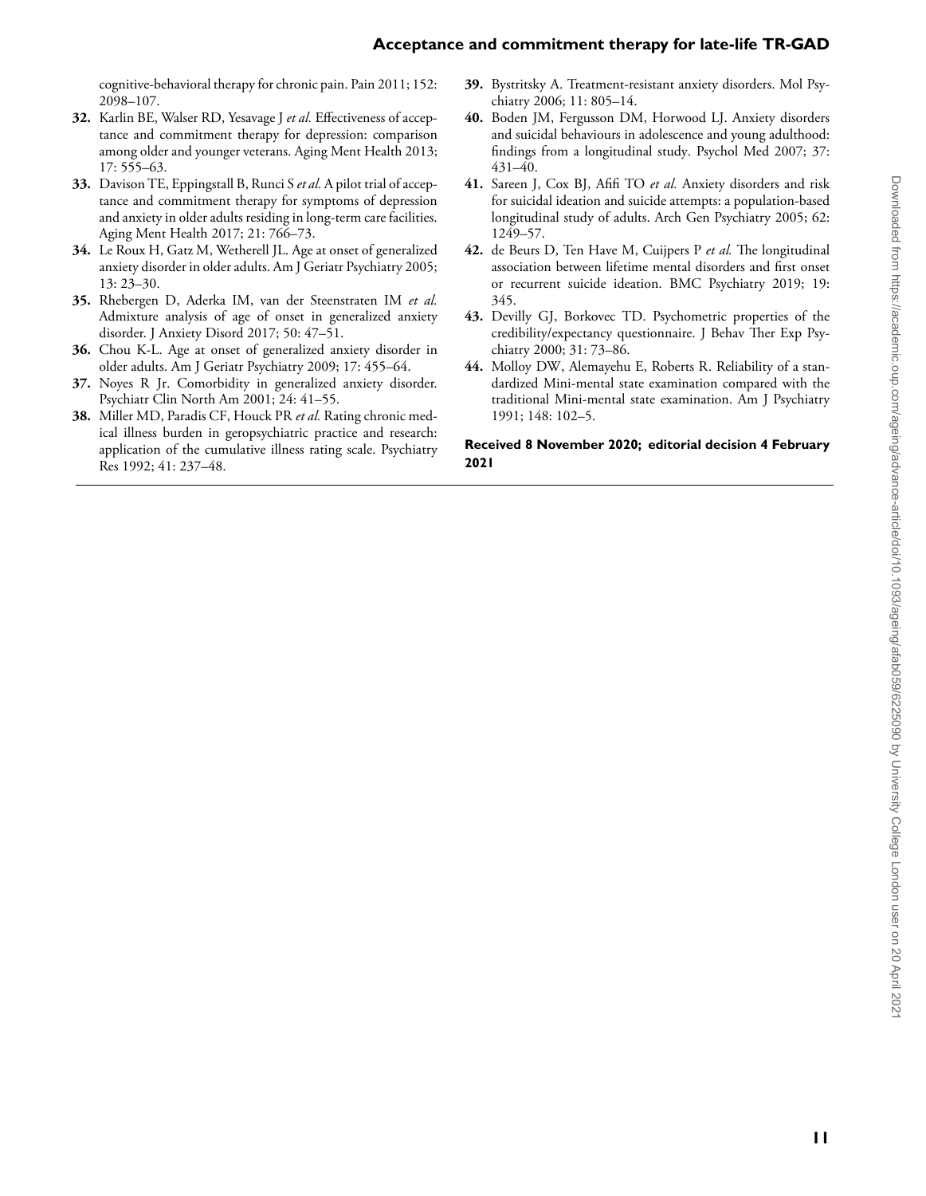cognitive-behavioral therapy for chronic pain. Pain 2011; 152: 2098–107.

**32.** Karlin BE, Walser RD, Yesavage J *et al.* Effectiveness of acceptance and commitment therapy for depression: comparison among older and younger veterans. Aging Ment Health 2013; 17: 555–63.

**33.** Davison TE, Eppingstall B, Runci S *et al.* A pilot trial of acceptance and commitment therapy for symptoms of depression and anxiety in older adults residing in long-term care facilities. Aging Ment Health 2017; 21: 766–73.

**34.** Le Roux H, Gatz M, Wetherell JL. Age at onset of generalized anxiety disorder in older adults. Am J Geriatr Psychiatry 2005; 13: 23–30.

**35.** Rhebergen D, Aderka IM, van der Steenstraten IM *et al.* Admixture analysis of age of onset in generalized anxiety disorder. J Anxiety Disord 2017; 50: 47–51.

**36.** Chou K-L. Age at onset of generalized anxiety disorder in older adults. Am J Geriatr Psychiatry 2009; 17: 455–64.

**37.** Noyes R Jr. Comorbidity in generalized anxiety disorder. Psychiatr Clin North Am 2001; 24: 41–55.

**38.** Miller MD, Paradis CF, Houck PR *et al.* Rating chronic medical illness burden in geropsychiatric practice and research: application of the cumulative illness rating scale. Psychiatry Res 1992; 41: 237–48.

**39.** Bystritsky A. Treatment-resistant anxiety disorders. Mol Psychiatry 2006; 11: 805–14.

**40.** Boden JM, Fergusson DM, Horwood LJ. Anxiety disorders and suicidal behaviours in adolescence and young adulthood: findings from a longitudinal study. Psychol Med 2007; 37: 431–40.

**41.** Sareen J, Cox BJ, Afifi TO *et al.* Anxiety disorders and risk for suicidal ideation and suicide attempts: a population-based longitudinal study of adults. Arch Gen Psychiatry 2005; 62: 1249–57.

**42.** de Beurs D, Ten Have M, Cuijpers P *et al.* The longitudinal association between lifetime mental disorders and first onset or recurrent suicide ideation. BMC Psychiatry 2019; 19: 345.

**43.** Devilly GJ, Borkovec TD. Psychometric properties of the credibility/expectancy questionnaire. J Behav Ther Exp Psychiatry 2000; 31: 73–86.

**44.** Molloy DW, Alemayehu E, Roberts R. Reliability of a standardized Mini-mental state examination compared with the traditional Mini-mental state examination. Am J Psychiatry 1991; 148: 102–5.

**Received 8 November 2020; editorial decision 4 February 2021**